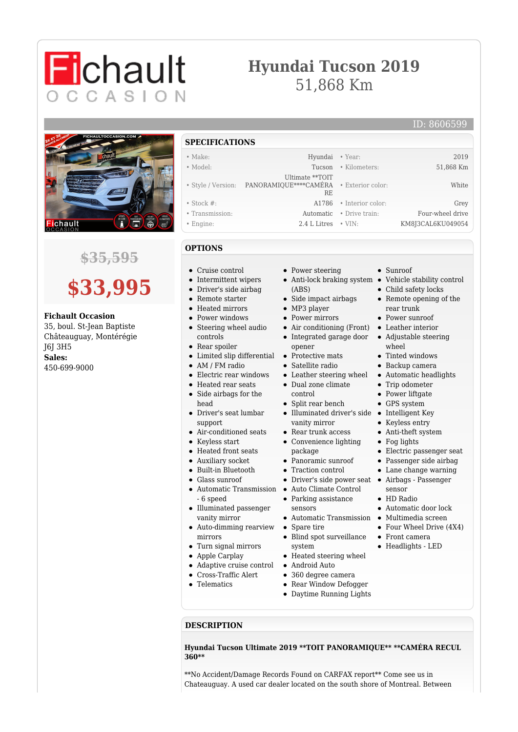# Fichault OCCASION

# Hyundai Tucson 2019
51,868 Km

ID: 8606599

~~$35,595~~

**$33,995**

**Fichault Occasion**
35, boul. St-Jean Baptiste
Châteauguay, Montérégie
J6J 3H5
**Sales:**
450-699-9000

## SPECIFICATIONS

| | | | |
|---|---|---|---|
| • Make: | Hyundai | • Year: | 2019 |
| • Model: | Tucson | • Kilometers: | 51,868 Km |
| • Style / Version: | Ultimate **TOIT PANORAMIQUE****CAMÉRA RE | • Exterior color: | White |
| • Stock #: | A1786 | • Interior color: | Grey |
| • Transmission: | Automatic | • Drive train: | Four-wheel drive |
| • Engine: | 2.4 L Litres | • VIN: | KM8J3CAL6KU049054 |

## OPTIONS

- Cruise control
- Intermittent wipers
- Driver's side airbag
- Remote starter
- Heated mirrors
- Power windows
- Steering wheel audio controls
- Rear spoiler
- Limited slip differential
- AM / FM radio
- Electric rear windows
- Heated rear seats
- Side airbags for the head
- Driver's seat lumbar support
- Air-conditioned seats
- Keyless start
- Heated front seats
- Auxiliary socket
- Built-in Bluetooth
- Glass sunroof
- Automatic Transmission - 6 speed
- Illuminated passenger vanity mirror
- Auto-dimming rearview mirrors
- Turn signal mirrors
- Apple Carplay
- Adaptive cruise control
- Cross-Traffic Alert
- Telematics
- Power steering
- Anti-lock braking system (ABS)
- Side impact airbags
- MP3 player
- Power mirrors
- Air conditioning (Front)
- Integrated garage door opener
- Protective mats
- Satellite radio
- Leather steering wheel
- Dual zone climate control
- Split rear bench
- Illuminated driver's side vanity mirror
- Rear trunk access
- Convenience lighting package
- Panoramic sunroof
- Traction control
- Driver's side power seat
- Auto Climate Control
- Parking assistance sensors
- Automatic Transmission
- Spare tire
- Blind spot surveillance system
- Heated steering wheel
- Android Auto
- 360 degree camera
- Rear Window Defogger
- Daytime Running Lights
- Sunroof
- Vehicle stability control
- Child safety locks
- Remote opening of the rear trunk
- Power sunroof
- Leather interior
- Adjustable steering wheel
- Tinted windows
- Backup camera
- Automatic headlights
- Trip odometer
- Power liftgate
- GPS system
- Intelligent Key
- Keyless entry
- Anti-theft system
- Fog lights
- Electric passenger seat
- Passenger side airbag
- Lane change warning
- Airbags - Passenger sensor
- HD Radio
- Automatic door lock
- Multimedia screen
- Four Wheel Drive (4X4)
- Front camera
- Headlights - LED

## DESCRIPTION

**Hyundai Tucson Ultimate 2019 **TOIT PANORAMIQUE** **CAMÉRA RECUL 360****

**No Accident/Damage Records Found on CARFAX report** Come see us in Chateauguay. A used car dealer located on the south shore of Montreal. Between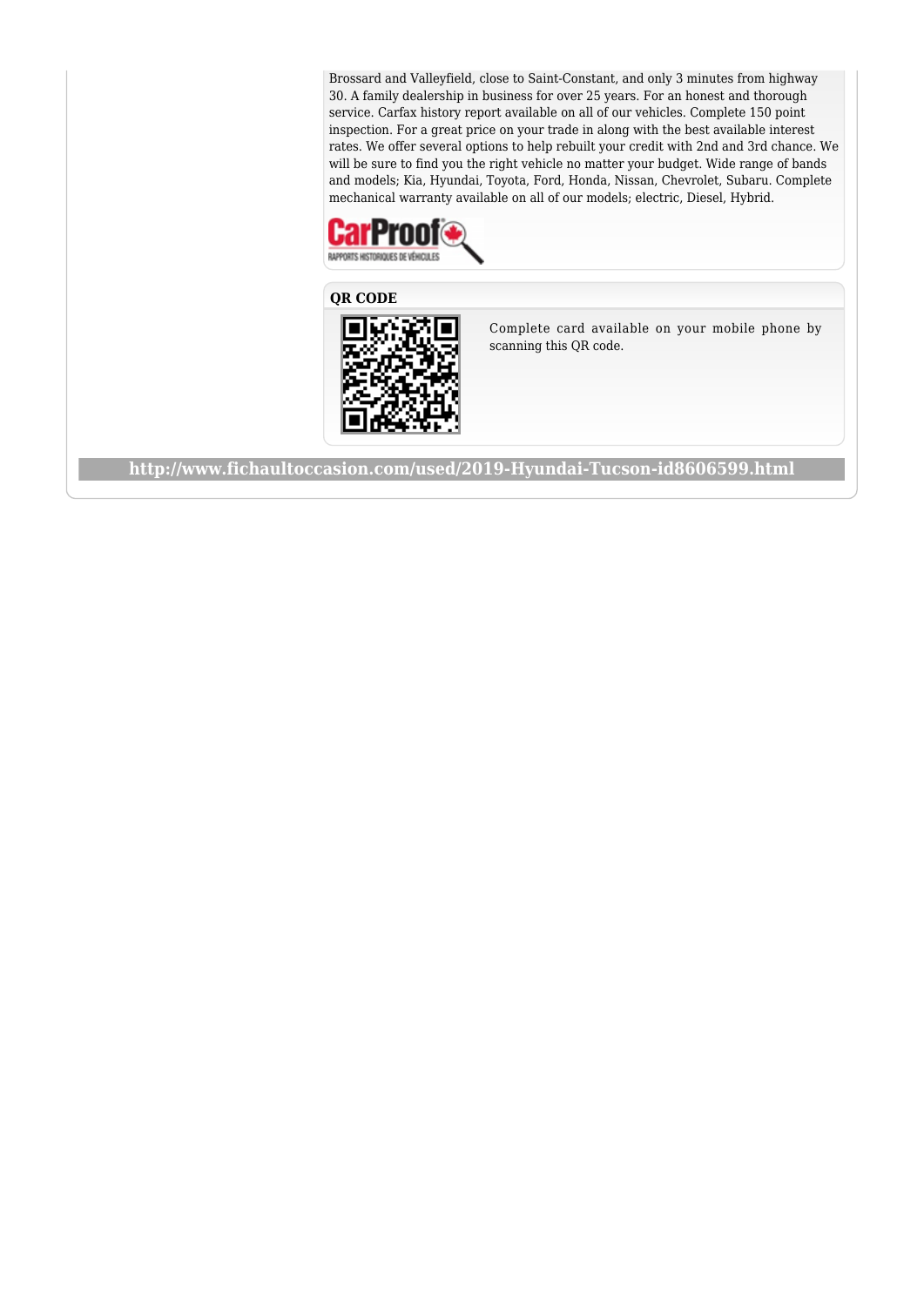Brossard and Valleyfield, close to Saint-Constant, and only 3 minutes from highway 30. A family dealership in business for over 25 years. For an honest and thorough service. Carfax history report available on all of our vehicles. Complete 150 point inspection. For a great price on your trade in along with the best available interest rates. We offer several options to help rebuilt your credit with 2nd and 3rd chance. We will be sure to find you the right vehicle no matter your budget. Wide range of bands and models; Kia, Hyundai, Toyota, Ford, Honda, Nissan, Chevrolet, Subaru. Complete mechanical warranty available on all of our models; electric, Diesel, Hybrid.

CarProof RAPPORTS HISTORIQUES DE VÉHICULES

**QR CODE**

Complete card available on your mobile phone by scanning this QR code.

**http://www.fichaultoccasion.com/used/2019-Hyundai-Tucson-id8606599.html**